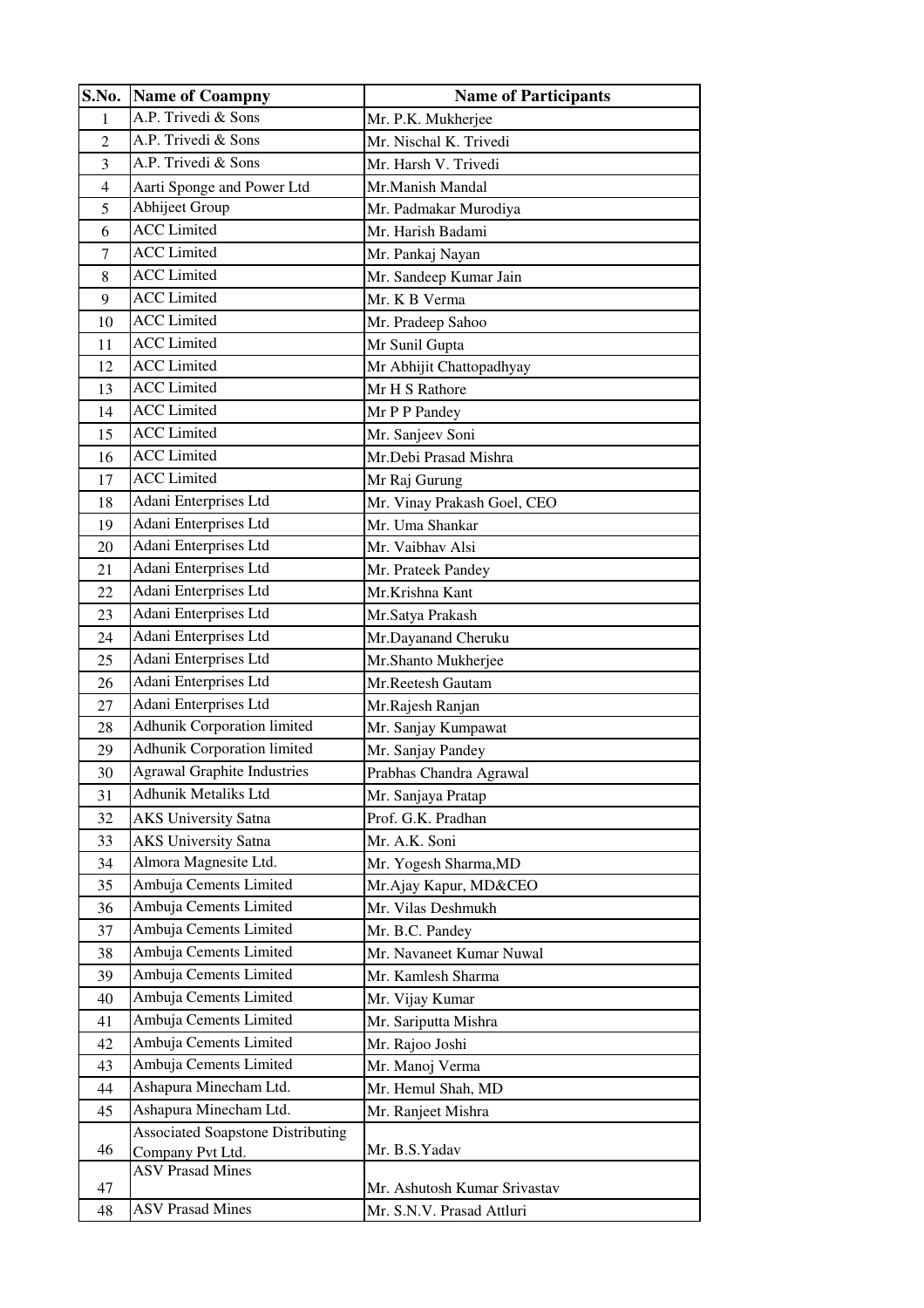| S.No. | Name of Coampny | Name of Participants |
|---|---|---|
| 1 | A.P. Trivedi & Sons | Mr. P.K. Mukherjee |
| 2 | A.P. Trivedi & Sons | Mr. Nischal K. Trivedi |
| 3 | A.P. Trivedi & Sons | Mr. Harsh V. Trivedi |
| 4 | Aarti Sponge and Power Ltd | Mr.Manish Mandal |
| 5 | Abhijeet Group | Mr. Padmakar Murodiya |
| 6 | ACC Limited | Mr. Harish Badami |
| 7 | ACC Limited | Mr. Pankaj Nayan |
| 8 | ACC Limited | Mr. Sandeep Kumar Jain |
| 9 | ACC Limited | Mr. K B Verma |
| 10 | ACC Limited | Mr. Pradeep Sahoo |
| 11 | ACC Limited | Mr Sunil Gupta |
| 12 | ACC Limited | Mr Abhijit Chattopadhyay |
| 13 | ACC Limited | Mr H S Rathore |
| 14 | ACC Limited | Mr P P Pandey |
| 15 | ACC Limited | Mr. Sanjeev Soni |
| 16 | ACC Limited | Mr.Debi Prasad Mishra |
| 17 | ACC Limited | Mr Raj Gurung |
| 18 | Adani Enterprises Ltd | Mr. Vinay Prakash Goel, CEO |
| 19 | Adani Enterprises Ltd | Mr. Uma Shankar |
| 20 | Adani Enterprises Ltd | Mr. Vaibhav Alsi |
| 21 | Adani Enterprises Ltd | Mr. Prateek Pandey |
| 22 | Adani Enterprises Ltd | Mr.Krishna Kant |
| 23 | Adani Enterprises Ltd | Mr.Satya Prakash |
| 24 | Adani Enterprises Ltd | Mr.Dayanand Cheruku |
| 25 | Adani Enterprises Ltd | Mr.Shanto Mukherjee |
| 26 | Adani Enterprises Ltd | Mr.Reetesh Gautam |
| 27 | Adani Enterprises Ltd | Mr.Rajesh Ranjan |
| 28 | Adhunik Corporation limited | Mr. Sanjay Kumpawat |
| 29 | Adhunik Corporation limited | Mr. Sanjay Pandey |
| 30 | Agrawal Graphite Industries | Prabhas Chandra Agrawal |
| 31 | Adhunik Metaliks Ltd | Mr. Sanjaya Pratap |
| 32 | AKS University Satna | Prof. G.K. Pradhan |
| 33 | AKS University Satna | Mr. A.K. Soni |
| 34 | Almora Magnesite Ltd. | Mr. Yogesh Sharma,MD |
| 35 | Ambuja Cements Limited | Mr.Ajay Kapur, MD&CEO |
| 36 | Ambuja Cements Limited | Mr. Vilas Deshmukh |
| 37 | Ambuja Cements Limited | Mr. B.C. Pandey |
| 38 | Ambuja Cements Limited | Mr. Navaneet Kumar Nuwal |
| 39 | Ambuja Cements Limited | Mr. Kamlesh Sharma |
| 40 | Ambuja Cements Limited | Mr. Vijay Kumar |
| 41 | Ambuja Cements Limited | Mr. Sariputta Mishra |
| 42 | Ambuja Cements Limited | Mr. Rajoo Joshi |
| 43 | Ambuja Cements Limited | Mr. Manoj Verma |
| 44 | Ashapura Minecham Ltd. | Mr. Hemul Shah, MD |
| 45 | Ashapura Minecham Ltd. | Mr. Ranjeet Mishra |
| 46 | Associated Soapstone Distributing Company Pvt Ltd. | Mr. B.S.Yadav |
| 47 | ASV Prasad Mines | Mr. Ashutosh Kumar Srivastav |
| 48 | ASV Prasad Mines | Mr. S.N.V. Prasad Attluri |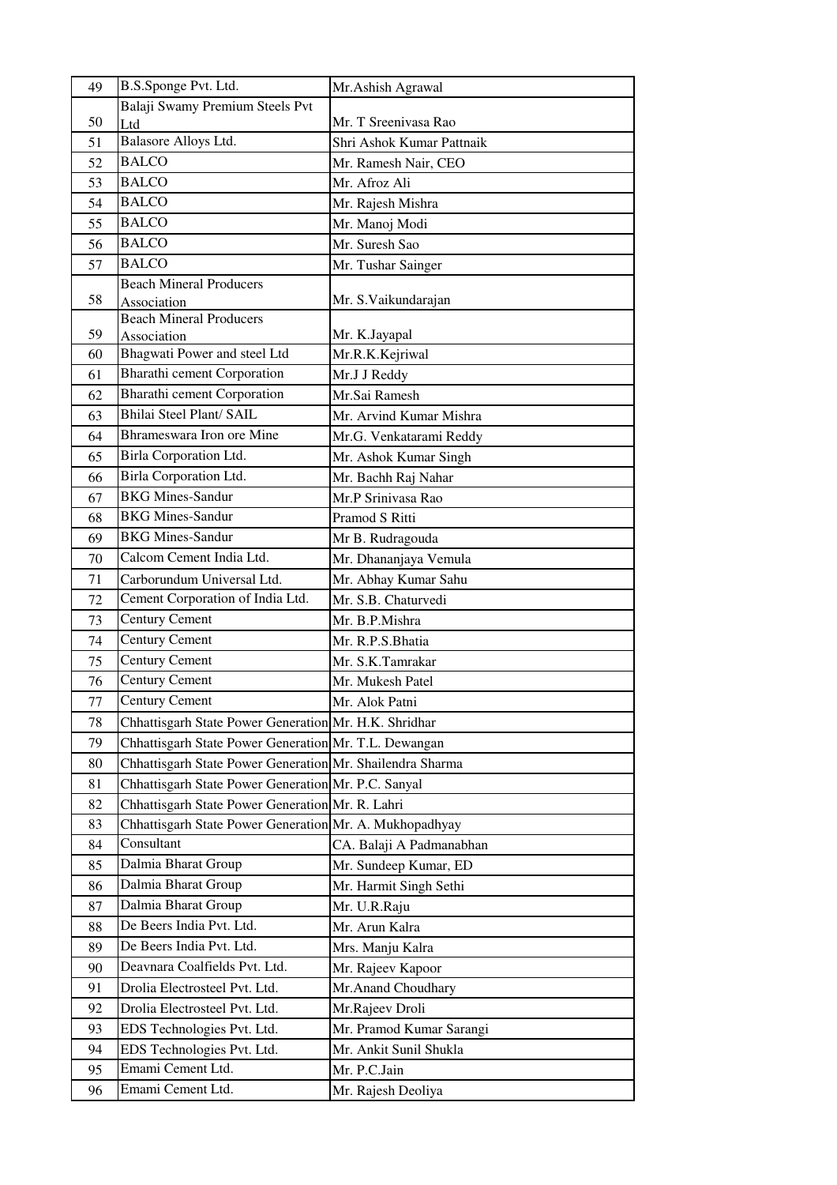| 49 | B.S.Sponge Pvt. Ltd. | Mr.Ashish Agrawal |
|---|---|---|
| 50 | Balaji Swamy Premium Steels Pvt Ltd | Mr. T Sreenivasa Rao |
| 51 | Balasore Alloys Ltd. | Shri Ashok Kumar Pattnaik |
| 52 | BALCO | Mr. Ramesh Nair, CEO |
| 53 | BALCO | Mr. Afroz Ali |
| 54 | BALCO | Mr. Rajesh Mishra |
| 55 | BALCO | Mr. Manoj Modi |
| 56 | BALCO | Mr. Suresh Sao |
| 57 | BALCO | Mr. Tushar Sainger |
| 58 | Beach Mineral Producers Association | Mr. S.Vaikundarajan |
| 59 | Beach Mineral Producers Association | Mr. K.Jayapal |
| 60 | Bhagwati Power and steel Ltd | Mr.R.K.Kejriwal |
| 61 | Bharathi cement Corporation | Mr.J J Reddy |
| 62 | Bharathi cement Corporation | Mr.Sai Ramesh |
| 63 | Bhilai Steel Plant/ SAIL | Mr. Arvind Kumar Mishra |
| 64 | Bhrameswara Iron ore Mine | Mr.G. Venkatarami Reddy |
| 65 | Birla Corporation Ltd. | Mr. Ashok Kumar Singh |
| 66 | Birla Corporation Ltd. | Mr. Bachh Raj Nahar |
| 67 | BKG Mines-Sandur | Mr.P Srinivasa Rao |
| 68 | BKG Mines-Sandur | Pramod S Ritti |
| 69 | BKG Mines-Sandur | Mr B. Rudragouda |
| 70 | Calcom Cement India Ltd. | Mr. Dhananjaya Vemula |
| 71 | Carborundum Universal Ltd. | Mr. Abhay Kumar Sahu |
| 72 | Cement Corporation of India Ltd. | Mr. S.B. Chaturvedi |
| 73 | Century Cement | Mr. B.P.Mishra |
| 74 | Century Cement | Mr. R.P.S.Bhatia |
| 75 | Century Cement | Mr. S.K.Tamrakar |
| 76 | Century Cement | Mr. Mukesh Patel |
| 77 | Century Cement | Mr. Alok Patni |
| 78 | Chhattisgarh State Power Generation | Mr. H.K. Shridhar |
| 79 | Chhattisgarh State Power Generation | Mr. T.L. Dewangan |
| 80 | Chhattisgarh State Power Generation | Mr. Shailendra Sharma |
| 81 | Chhattisgarh State Power Generation | Mr. P.C. Sanyal |
| 82 | Chhattisgarh State Power Generation | Mr. R. Lahri |
| 83 | Chhattisgarh State Power Generation | Mr. A. Mukhopadhyay |
| 84 | Consultant | CA. Balaji A Padmanabhan |
| 85 | Dalmia Bharat Group | Mr. Sundeep Kumar, ED |
| 86 | Dalmia Bharat Group | Mr. Harmit Singh Sethi |
| 87 | Dalmia Bharat Group | Mr. U.R.Raju |
| 88 | De Beers India Pvt. Ltd. | Mr. Arun Kalra |
| 89 | De Beers India Pvt. Ltd. | Mrs. Manju Kalra |
| 90 | Deavnara Coalfields Pvt. Ltd. | Mr. Rajeev Kapoor |
| 91 | Drolia Electrosteel Pvt. Ltd. | Mr.Anand Choudhary |
| 92 | Drolia Electrosteel Pvt. Ltd. | Mr.Rajeev Droli |
| 93 | EDS Technologies Pvt. Ltd. | Mr. Pramod Kumar Sarangi |
| 94 | EDS Technologies Pvt. Ltd. | Mr. Ankit Sunil Shukla |
| 95 | Emami Cement Ltd. | Mr. P.C.Jain |
| 96 | Emami Cement Ltd. | Mr. Rajesh Deoliya |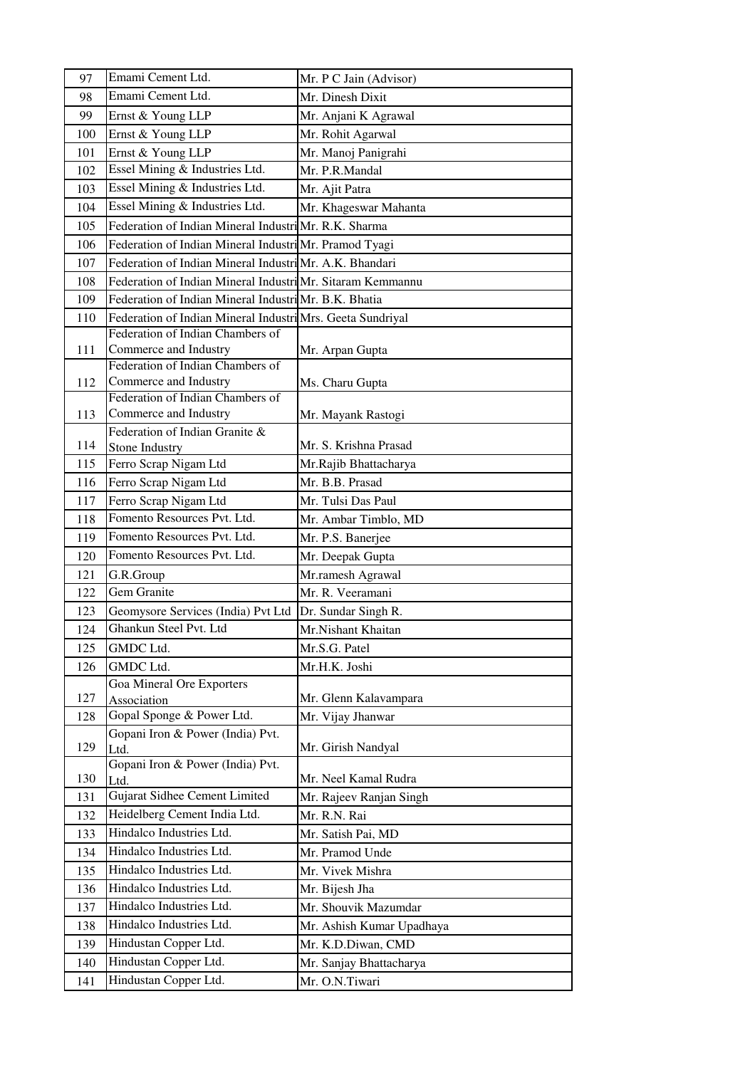| 97 | Emami Cement Ltd. | Mr. P C Jain (Advisor) |
|---|---|---|
| 98 | Emami Cement Ltd. | Mr. Dinesh Dixit |
| 99 | Ernst & Young LLP | Mr. Anjani K Agrawal |
| 100 | Ernst & Young LLP | Mr. Rohit Agarwal |
| 101 | Ernst & Young LLP | Mr. Manoj Panigrahi |
| 102 | Essel Mining & Industries Ltd. | Mr. P.R.Mandal |
| 103 | Essel Mining & Industries Ltd. | Mr. Ajit Patra |
| 104 | Essel Mining & Industries Ltd. | Mr. Khageswar Mahanta |
| 105 | Federation of Indian Mineral Industri | Mr. R.K. Sharma |
| 106 | Federation of Indian Mineral Industri | Mr. Pramod Tyagi |
| 107 | Federation of Indian Mineral Industri | Mr. A.K. Bhandari |
| 108 | Federation of Indian Mineral Industri | Mr. Sitaram Kemmannu |
| 109 | Federation of Indian Mineral Industri | Mr. B.K. Bhatia |
| 110 | Federation of Indian Mineral Industri | Mrs. Geeta Sundriyal |
| 111 | Federation of Indian Chambers of Commerce and Industry | Mr. Arpan Gupta |
| 112 | Federation of Indian Chambers of Commerce and Industry | Ms. Charu Gupta |
| 113 | Federation of Indian Chambers of Commerce and Industry | Mr. Mayank Rastogi |
| 114 | Federation of Indian Granite & Stone Industry | Mr. S. Krishna Prasad |
| 115 | Ferro Scrap Nigam Ltd | Mr.Rajib Bhattacharya |
| 116 | Ferro Scrap Nigam Ltd | Mr. B.B. Prasad |
| 117 | Ferro Scrap Nigam Ltd | Mr. Tulsi Das Paul |
| 118 | Fomento Resources Pvt. Ltd. | Mr. Ambar Timblo, MD |
| 119 | Fomento Resources Pvt. Ltd. | Mr. P.S. Banerjee |
| 120 | Fomento Resources Pvt. Ltd. | Mr. Deepak Gupta |
| 121 | G.R.Group | Mr.ramesh Agrawal |
| 122 | Gem Granite | Mr. R. Veeramani |
| 123 | Geomysore Services (India) Pvt Ltd | Dr. Sundar Singh R. |
| 124 | Ghankun Steel Pvt. Ltd | Mr.Nishant Khaitan |
| 125 | GMDC Ltd. | Mr.S.G. Patel |
| 126 | GMDC Ltd. | Mr.H.K. Joshi |
| 127 | Goa Mineral Ore Exporters Association | Mr. Glenn Kalavampara |
| 128 | Gopal Sponge & Power Ltd. | Mr. Vijay Jhanwar |
| 129 | Gopani Iron & Power (India) Pvt. Ltd. | Mr. Girish Nandyal |
| 130 | Gopani Iron & Power (India) Pvt. Ltd. | Mr. Neel Kamal Rudra |
| 131 | Gujarat Sidhee Cement Limited | Mr. Rajeev Ranjan Singh |
| 132 | Heidelberg Cement India Ltd. | Mr. R.N. Rai |
| 133 | Hindalco Industries Ltd. | Mr. Satish Pai, MD |
| 134 | Hindalco Industries Ltd. | Mr. Pramod Unde |
| 135 | Hindalco Industries Ltd. | Mr. Vivek Mishra |
| 136 | Hindalco Industries Ltd. | Mr. Bijesh Jha |
| 137 | Hindalco Industries Ltd. | Mr. Shouvik Mazumdar |
| 138 | Hindalco Industries Ltd. | Mr. Ashish Kumar Upadhaya |
| 139 | Hindustan Copper Ltd. | Mr. K.D.Diwan, CMD |
| 140 | Hindustan Copper Ltd. | Mr. Sanjay Bhattacharya |
| 141 | Hindustan Copper Ltd. | Mr. O.N.Tiwari |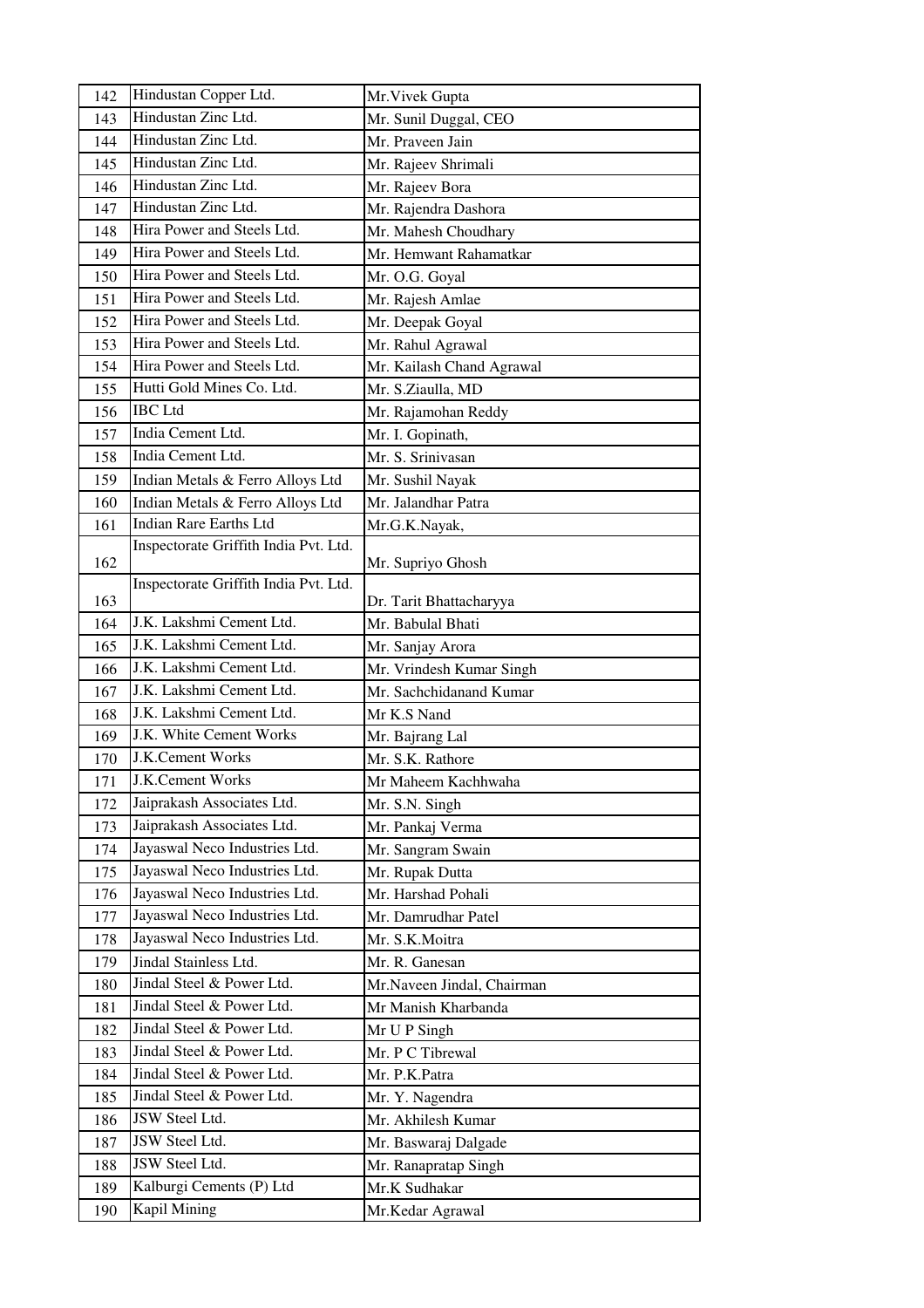| 142 | Hindustan Copper Ltd. | Mr.Vivek Gupta |
|---|---|---|
| 143 | Hindustan Zinc Ltd. | Mr. Sunil Duggal, CEO |
| 144 | Hindustan Zinc Ltd. | Mr. Praveen Jain |
| 145 | Hindustan Zinc Ltd. | Mr. Rajeev Shrimali |
| 146 | Hindustan Zinc Ltd. | Mr. Rajeev Bora |
| 147 | Hindustan Zinc Ltd. | Mr. Rajendra Dashora |
| 148 | Hira Power and Steels Ltd. | Mr. Mahesh Choudhary |
| 149 | Hira Power and Steels Ltd. | Mr. Hemwant Rahamatkar |
| 150 | Hira Power and Steels Ltd. | Mr. O.G. Goyal |
| 151 | Hira Power and Steels Ltd. | Mr. Rajesh Amlae |
| 152 | Hira Power and Steels Ltd. | Mr. Deepak Goyal |
| 153 | Hira Power and Steels Ltd. | Mr. Rahul Agrawal |
| 154 | Hira Power and Steels Ltd. | Mr. Kailash Chand Agrawal |
| 155 | Hutti Gold Mines Co. Ltd. | Mr. S.Ziaulla, MD |
| 156 | IBC Ltd | Mr. Rajamohan Reddy |
| 157 | India Cement Ltd. | Mr. I. Gopinath, |
| 158 | India Cement Ltd. | Mr. S. Srinivasan |
| 159 | Indian Metals & Ferro Alloys Ltd | Mr. Sushil Nayak |
| 160 | Indian Metals & Ferro Alloys Ltd | Mr. Jalandhar Patra |
| 161 | Indian Rare Earths Ltd | Mr.G.K.Nayak, |
| 162 | Inspectorate Griffith India Pvt. Ltd. | Mr. Supriyo Ghosh |
| 163 | Inspectorate Griffith India Pvt. Ltd. | Dr. Tarit Bhattacharyya |
| 164 | J.K. Lakshmi Cement Ltd. | Mr. Babulal Bhati |
| 165 | J.K. Lakshmi Cement Ltd. | Mr. Sanjay Arora |
| 166 | J.K. Lakshmi Cement Ltd. | Mr. Vrindesh Kumar Singh |
| 167 | J.K. Lakshmi Cement Ltd. | Mr. Sachchidanand Kumar |
| 168 | J.K. Lakshmi Cement Ltd. | Mr K.S Nand |
| 169 | J.K. White Cement Works | Mr. Bajrang Lal |
| 170 | J.K.Cement Works | Mr. S.K. Rathore |
| 171 | J.K.Cement Works | Mr Maheem Kachhwaha |
| 172 | Jaiprakash Associates Ltd. | Mr. S.N. Singh |
| 173 | Jaiprakash Associates Ltd. | Mr. Pankaj Verma |
| 174 | Jayaswal Neco Industries Ltd. | Mr. Sangram Swain |
| 175 | Jayaswal Neco Industries Ltd. | Mr. Rupak Dutta |
| 176 | Jayaswal Neco Industries Ltd. | Mr. Harshad Pohali |
| 177 | Jayaswal Neco Industries Ltd. | Mr. Damrudhar Patel |
| 178 | Jayaswal Neco Industries Ltd. | Mr. S.K.Moitra |
| 179 | Jindal Stainless Ltd. | Mr. R. Ganesan |
| 180 | Jindal Steel & Power Ltd. | Mr.Naveen Jindal, Chairman |
| 181 | Jindal Steel & Power Ltd. | Mr Manish Kharbanda |
| 182 | Jindal Steel & Power Ltd. | Mr U P Singh |
| 183 | Jindal Steel & Power Ltd. | Mr. P C Tibrewal |
| 184 | Jindal Steel & Power Ltd. | Mr. P.K.Patra |
| 185 | Jindal Steel & Power Ltd. | Mr. Y. Nagendra |
| 186 | JSW Steel Ltd. | Mr. Akhilesh Kumar |
| 187 | JSW Steel Ltd. | Mr. Baswaraj Dalgade |
| 188 | JSW Steel Ltd. | Mr. Ranapratap Singh |
| 189 | Kalburgi Cements (P) Ltd | Mr.K Sudhakar |
| 190 | Kapil Mining | Mr.Kedar Agrawal |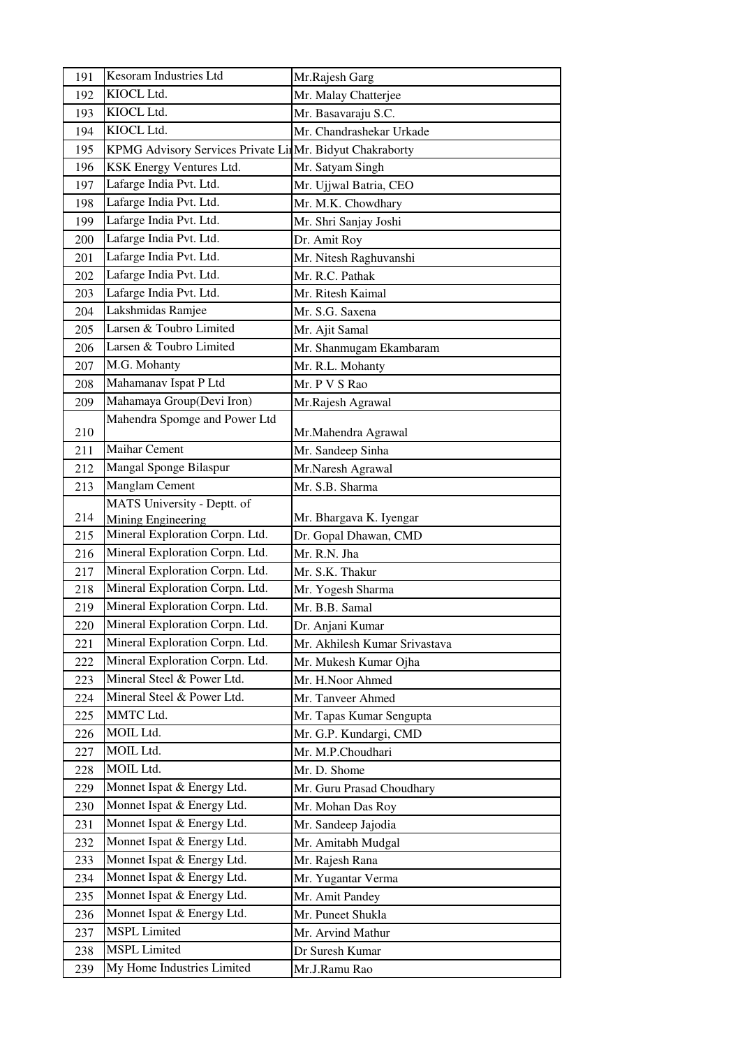| 191 | Kesoram Industries Ltd | Mr.Rajesh Garg |
|---|---|---|
| 192 | KIOCL Ltd. | Mr. Malay Chatterjee |
| 193 | KIOCL Ltd. | Mr. Basavaraju S.C. |
| 194 | KIOCL Ltd. | Mr. Chandrashekar Urkade |
| 195 | KPMG Advisory Services Private Li | Mr. Bidyut Chakraborty |
| 196 | KSK Energy Ventures Ltd. | Mr. Satyam Singh |
| 197 | Lafarge India Pvt. Ltd. | Mr. Ujjwal Batria, CEO |
| 198 | Lafarge India Pvt. Ltd. | Mr. M.K. Chowdhary |
| 199 | Lafarge India Pvt. Ltd. | Mr. Shri Sanjay Joshi |
| 200 | Lafarge India Pvt. Ltd. | Dr. Amit Roy |
| 201 | Lafarge India Pvt. Ltd. | Mr. Nitesh Raghuvanshi |
| 202 | Lafarge India Pvt. Ltd. | Mr. R.C. Pathak |
| 203 | Lafarge India Pvt. Ltd. | Mr. Ritesh Kaimal |
| 204 | Lakshmidas Ramjee | Mr. S.G. Saxena |
| 205 | Larsen & Toubro Limited | Mr. Ajit Samal |
| 206 | Larsen & Toubro Limited | Mr. Shanmugam Ekambaram |
| 207 | M.G. Mohanty | Mr. R.L. Mohanty |
| 208 | Mahamanav Ispat P Ltd | Mr. P V S Rao |
| 209 | Mahamaya Group(Devi Iron) | Mr.Rajesh Agrawal |
| 210 | Mahendra Spomge and Power Ltd | Mr.Mahendra Agrawal |
| 211 | Maihar Cement | Mr. Sandeep Sinha |
| 212 | Mangal Sponge Bilaspur | Mr.Naresh Agrawal |
| 213 | Manglam Cement | Mr. S.B. Sharma |
| 214 | MATS University - Deptt. of Mining Engineering | Mr. Bhargava K. Iyengar |
| 215 | Mineral Exploration Corpn. Ltd. | Dr. Gopal Dhawan, CMD |
| 216 | Mineral Exploration Corpn. Ltd. | Mr. R.N. Jha |
| 217 | Mineral Exploration Corpn. Ltd. | Mr. S.K. Thakur |
| 218 | Mineral Exploration Corpn. Ltd. | Mr. Yogesh Sharma |
| 219 | Mineral Exploration Corpn. Ltd. | Mr. B.B. Samal |
| 220 | Mineral Exploration Corpn. Ltd. | Dr. Anjani Kumar |
| 221 | Mineral Exploration Corpn. Ltd. | Mr. Akhilesh Kumar Srivastava |
| 222 | Mineral Exploration Corpn. Ltd. | Mr. Mukesh Kumar Ojha |
| 223 | Mineral Steel & Power Ltd. | Mr. H.Noor Ahmed |
| 224 | Mineral Steel & Power Ltd. | Mr. Tanveer Ahmed |
| 225 | MMTC Ltd. | Mr. Tapas Kumar Sengupta |
| 226 | MOIL Ltd. | Mr. G.P. Kundargi, CMD |
| 227 | MOIL Ltd. | Mr. M.P.Choudhari |
| 228 | MOIL Ltd. | Mr. D. Shome |
| 229 | Monnet Ispat & Energy Ltd. | Mr. Guru Prasad Choudhary |
| 230 | Monnet Ispat & Energy Ltd. | Mr. Mohan Das Roy |
| 231 | Monnet Ispat & Energy Ltd. | Mr. Sandeep Jajodia |
| 232 | Monnet Ispat & Energy Ltd. | Mr. Amitabh Mudgal |
| 233 | Monnet Ispat & Energy Ltd. | Mr. Rajesh Rana |
| 234 | Monnet Ispat & Energy Ltd. | Mr. Yugantar Verma |
| 235 | Monnet Ispat & Energy Ltd. | Mr. Amit Pandey |
| 236 | Monnet Ispat & Energy Ltd. | Mr. Puneet Shukla |
| 237 | MSPL Limited | Mr. Arvind Mathur |
| 238 | MSPL Limited | Dr Suresh Kumar |
| 239 | My Home Industries Limited | Mr.J.Ramu Rao |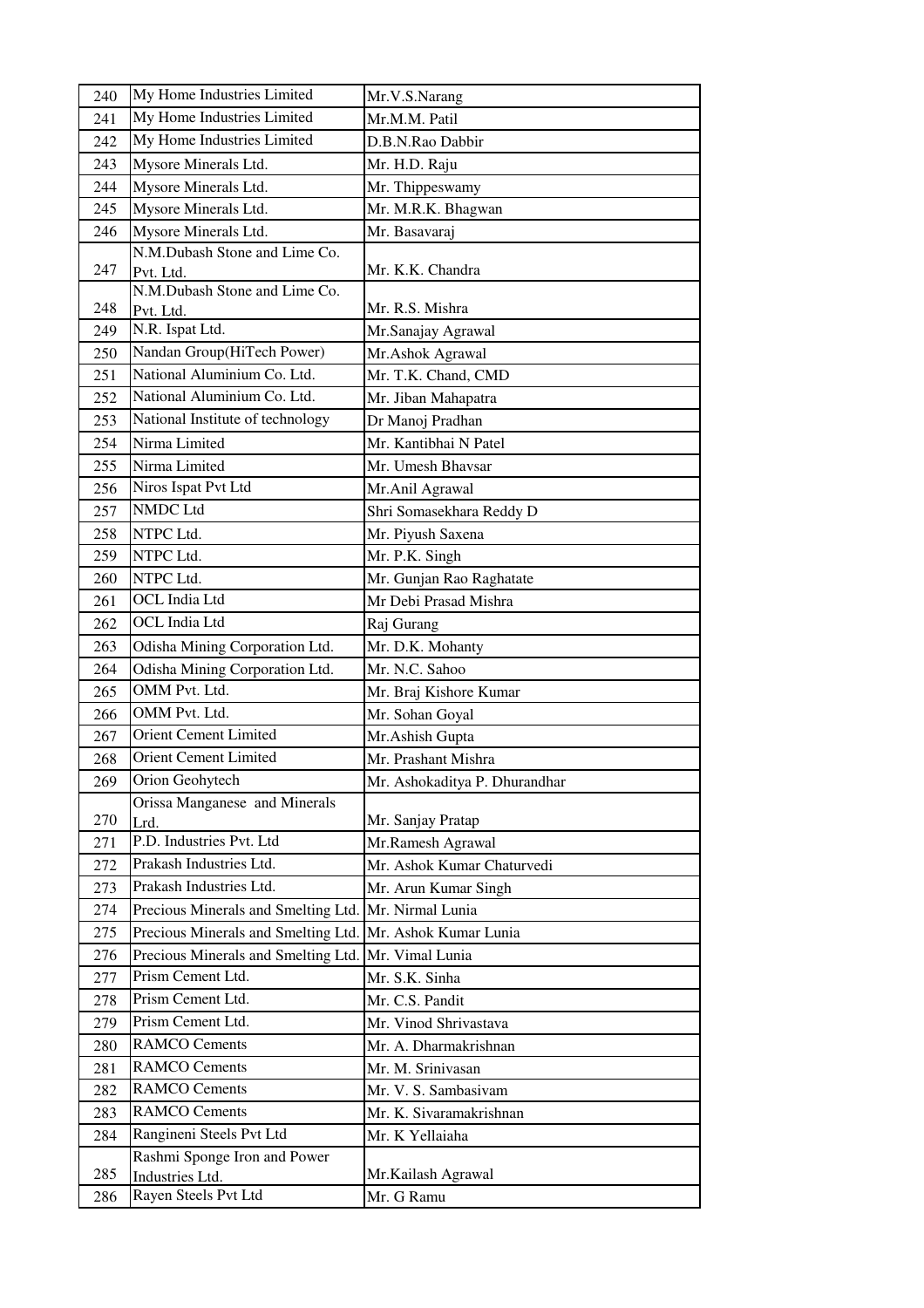| | | |
|---|---|---|
| 240 | My Home Industries Limited | Mr.V.S.Narang |
| 241 | My Home Industries Limited | Mr.M.M. Patil |
| 242 | My Home Industries Limited | D.B.N.Rao Dabbir |
| 243 | Mysore Minerals Ltd. | Mr. H.D. Raju |
| 244 | Mysore Minerals Ltd. | Mr. Thippeswamy |
| 245 | Mysore Minerals Ltd. | Mr. M.R.K. Bhagwan |
| 246 | Mysore Minerals Ltd. | Mr. Basavaraj |
| 247 | N.M.Dubash Stone and Lime Co. Pvt. Ltd. | Mr. K.K. Chandra |
| 248 | N.M.Dubash Stone and Lime Co. Pvt. Ltd. | Mr. R.S. Mishra |
| 249 | N.R. Ispat Ltd. | Mr.Sanajay Agrawal |
| 250 | Nandan Group(HiTech Power) | Mr.Ashok Agrawal |
| 251 | National Aluminium Co. Ltd. | Mr. T.K. Chand, CMD |
| 252 | National Aluminium Co. Ltd. | Mr. Jiban Mahapatra |
| 253 | National Institute of technology | Dr Manoj Pradhan |
| 254 | Nirma Limited | Mr. Kantibhai N Patel |
| 255 | Nirma Limited | Mr. Umesh Bhavsar |
| 256 | Niros Ispat Pvt Ltd | Mr.Anil Agrawal |
| 257 | NMDC Ltd | Shri Somasekhara Reddy D |
| 258 | NTPC Ltd. | Mr. Piyush Saxena |
| 259 | NTPC Ltd. | Mr. P.K. Singh |
| 260 | NTPC Ltd. | Mr. Gunjan Rao Raghatate |
| 261 | OCL India Ltd | Mr Debi Prasad Mishra |
| 262 | OCL India Ltd | Raj Gurang |
| 263 | Odisha Mining Corporation Ltd. | Mr. D.K. Mohanty |
| 264 | Odisha Mining Corporation Ltd. | Mr. N.C. Sahoo |
| 265 | OMM Pvt. Ltd. | Mr. Braj Kishore Kumar |
| 266 | OMM Pvt. Ltd. | Mr. Sohan Goyal |
| 267 | Orient Cement Limited | Mr.Ashish Gupta |
| 268 | Orient Cement Limited | Mr. Prashant Mishra |
| 269 | Orion Geohytech | Mr. Ashokaditya P. Dhurandhar |
| 270 | Orissa Manganese and Minerals Lrd. | Mr. Sanjay Pratap |
| 271 | P.D. Industries Pvt. Ltd | Mr.Ramesh Agrawal |
| 272 | Prakash Industries Ltd. | Mr. Ashok Kumar Chaturvedi |
| 273 | Prakash Industries Ltd. | Mr. Arun Kumar Singh |
| 274 | Precious Minerals and Smelting Ltd. | Mr. Nirmal Lunia |
| 275 | Precious Minerals and Smelting Ltd. | Mr. Ashok Kumar Lunia |
| 276 | Precious Minerals and Smelting Ltd. | Mr. Vimal Lunia |
| 277 | Prism Cement Ltd. | Mr. S.K. Sinha |
| 278 | Prism Cement Ltd. | Mr. C.S. Pandit |
| 279 | Prism Cement Ltd. | Mr. Vinod Shrivastava |
| 280 | RAMCO Cements | Mr. A. Dharmakrishnan |
| 281 | RAMCO Cements | Mr. M. Srinivasan |
| 282 | RAMCO Cements | Mr. V. S. Sambasivam |
| 283 | RAMCO Cements | Mr. K. Sivaramakrishnan |
| 284 | Rangineni Steels Pvt Ltd | Mr. K Yellaiaha |
| 285 | Rashmi Sponge Iron and Power Industries Ltd. | Mr.Kailash Agrawal |
| 286 | Rayen Steels Pvt Ltd | Mr. G Ramu |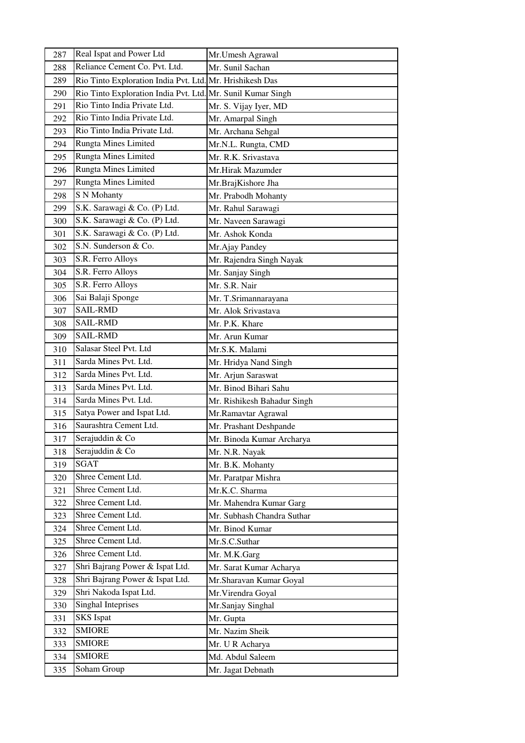| 287 | Real Ispat and Power Ltd | Mr.Umesh Agrawal |
|---|---|---|
| 288 | Reliance Cement Co. Pvt. Ltd. | Mr. Sunil Sachan |
| 289 | Rio Tinto Exploration India Pvt. Ltd. | Mr. Hrishikesh Das |
| 290 | Rio Tinto Exploration India Pvt. Ltd. | Mr. Sunil Kumar Singh |
| 291 | Rio Tinto India Private Ltd. | Mr. S. Vijay Iyer, MD |
| 292 | Rio Tinto India Private Ltd. | Mr. Amarpal Singh |
| 293 | Rio Tinto India Private Ltd. | Mr. Archana Sehgal |
| 294 | Rungta Mines Limited | Mr.N.L. Rungta, CMD |
| 295 | Rungta Mines Limited | Mr. R.K. Srivastava |
| 296 | Rungta Mines Limited | Mr.Hirak Mazumder |
| 297 | Rungta Mines Limited | Mr.BrajKishore Jha |
| 298 | S N Mohanty | Mr. Prabodh Mohanty |
| 299 | S.K. Sarawagi & Co. (P) Ltd. | Mr. Rahul Sarawagi |
| 300 | S.K. Sarawagi & Co. (P) Ltd. | Mr. Naveen Sarawagi |
| 301 | S.K. Sarawagi & Co. (P) Ltd. | Mr. Ashok Konda |
| 302 | S.N. Sunderson & Co. | Mr.Ajay Pandey |
| 303 | S.R. Ferro Alloys | Mr. Rajendra Singh Nayak |
| 304 | S.R. Ferro Alloys | Mr. Sanjay Singh |
| 305 | S.R. Ferro Alloys | Mr. S.R. Nair |
| 306 | Sai Balaji Sponge | Mr. T.Srimannarayana |
| 307 | SAIL-RMD | Mr. Alok Srivastava |
| 308 | SAIL-RMD | Mr. P.K. Khare |
| 309 | SAIL-RMD | Mr. Arun Kumar |
| 310 | Salasar Steel Pvt. Ltd | Mr.S.K. Malami |
| 311 | Sarda Mines Pvt. Ltd. | Mr. Hridya Nand Singh |
| 312 | Sarda Mines Pvt. Ltd. | Mr. Arjun Saraswat |
| 313 | Sarda Mines Pvt. Ltd. | Mr. Binod Bihari Sahu |
| 314 | Sarda Mines Pvt. Ltd. | Mr. Rishikesh Bahadur Singh |
| 315 | Satya Power and Ispat Ltd. | Mr.Ramavtar Agrawal |
| 316 | Saurashtra Cement Ltd. | Mr. Prashant Deshpande |
| 317 | Serajuddin & Co | Mr. Binoda Kumar Archarya |
| 318 | Serajuddin & Co | Mr. N.R. Nayak |
| 319 | SGAT | Mr. B.K. Mohanty |
| 320 | Shree Cement Ltd. | Mr. Paratpar Mishra |
| 321 | Shree Cement Ltd. | Mr.K.C. Sharma |
| 322 | Shree Cement Ltd. | Mr. Mahendra Kumar Garg |
| 323 | Shree Cement Ltd. | Mr. Subhash Chandra Suthar |
| 324 | Shree Cement Ltd. | Mr. Binod Kumar |
| 325 | Shree Cement Ltd. | Mr.S.C.Suthar |
| 326 | Shree Cement Ltd. | Mr. M.K.Garg |
| 327 | Shri Bajrang Power & Ispat Ltd. | Mr. Sarat Kumar Acharya |
| 328 | Shri Bajrang Power & Ispat Ltd. | Mr.Sharavan Kumar Goyal |
| 329 | Shri Nakoda Ispat Ltd. | Mr.Virendra Goyal |
| 330 | Singhal Inteprises | Mr.Sanjay Singhal |
| 331 | SKS Ispat | Mr. Gupta |
| 332 | SMIORE | Mr. Nazim Sheik |
| 333 | SMIORE | Mr. U R Acharya |
| 334 | SMIORE | Md. Abdul Saleem |
| 335 | Soham Group | Mr. Jagat Debnath |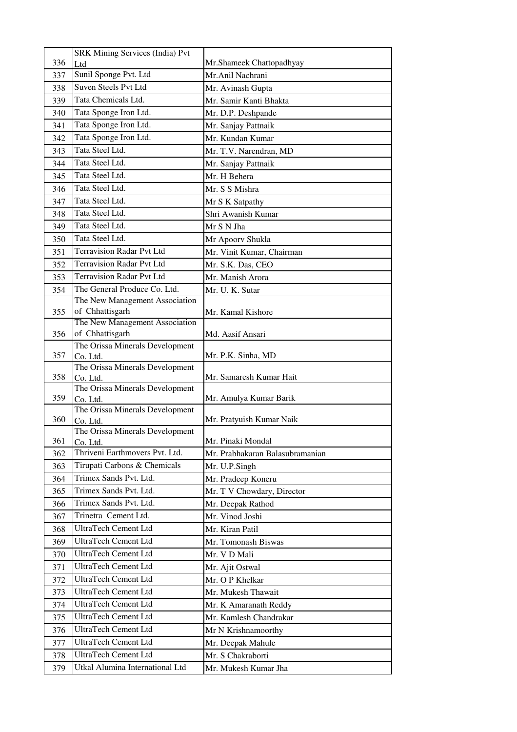| | | |
|---|---|---|
| 336 | SRK Mining Services (India) Pvt Ltd | Mr.Shameek Chattopadhyay |
| 337 | Sunil Sponge Pvt. Ltd | Mr.Anil Nachrani |
| 338 | Suven Steels Pvt Ltd | Mr. Avinash Gupta |
| 339 | Tata Chemicals Ltd. | Mr. Samir Kanti Bhakta |
| 340 | Tata Sponge Iron Ltd. | Mr. D.P. Deshpande |
| 341 | Tata Sponge Iron Ltd. | Mr. Sanjay Pattnaik |
| 342 | Tata Sponge Iron Ltd. | Mr. Kundan Kumar |
| 343 | Tata Steel Ltd. | Mr. T.V. Narendran, MD |
| 344 | Tata Steel Ltd. | Mr. Sanjay Pattnaik |
| 345 | Tata Steel Ltd. | Mr. H Behera |
| 346 | Tata Steel Ltd. | Mr. S S Mishra |
| 347 | Tata Steel Ltd. | Mr S K Satpathy |
| 348 | Tata Steel Ltd. | Shri Awanish Kumar |
| 349 | Tata Steel Ltd. | Mr S N Jha |
| 350 | Tata Steel Ltd. | Mr Apoorv Shukla |
| 351 | Terravision Radar Pvt Ltd | Mr. Vinit Kumar, Chairman |
| 352 | Terravision Radar Pvt Ltd | Mr. S.K. Das, CEO |
| 353 | Terravision Radar Pvt Ltd | Mr. Manish Arora |
| 354 | The General Produce Co. Ltd. | Mr. U. K. Sutar |
| 355 | The New Management Association of Chhattisgarh | Mr. Kamal Kishore |
| 356 | The New Management Association of Chhattisgarh | Md. Aasif Ansari |
| 357 | The Orissa Minerals Development Co. Ltd. | Mr. P.K. Sinha, MD |
| 358 | The Orissa Minerals Development Co. Ltd. | Mr. Samaresh Kumar Hait |
| 359 | The Orissa Minerals Development Co. Ltd. | Mr. Amulya Kumar Barik |
| 360 | The Orissa Minerals Development Co. Ltd. | Mr. Pratyuish Kumar Naik |
| 361 | The Orissa Minerals Development Co. Ltd. | Mr. Pinaki Mondal |
| 362 | Thriveni Earthmovers Pvt. Ltd. | Mr. Prabhakaran Balasubramanian |
| 363 | Tirupati Carbons & Chemicals | Mr. U.P.Singh |
| 364 | Trimex Sands Pvt. Ltd. | Mr. Pradeep Koneru |
| 365 | Trimex Sands Pvt. Ltd. | Mr. T V Chowdary, Director |
| 366 | Trimex Sands Pvt. Ltd. | Mr. Deepak Rathod |
| 367 | Trinetra Cement Ltd. | Mr. Vinod Joshi |
| 368 | UltraTech Cement Ltd | Mr. Kiran Patil |
| 369 | UltraTech Cement Ltd | Mr. Tomonash Biswas |
| 370 | UltraTech Cement Ltd | Mr. V D Mali |
| 371 | UltraTech Cement Ltd | Mr. Ajit Ostwal |
| 372 | UltraTech Cement Ltd | Mr. O P Khelkar |
| 373 | UltraTech Cement Ltd | Mr. Mukesh Thawait |
| 374 | UltraTech Cement Ltd | Mr. K Amaranath Reddy |
| 375 | UltraTech Cement Ltd | Mr. Kamlesh Chandrakar |
| 376 | UltraTech Cement Ltd | Mr N Krishnamoorthy |
| 377 | UltraTech Cement Ltd | Mr. Deepak Mahule |
| 378 | UltraTech Cement Ltd | Mr. S Chakraborti |
| 379 | Utkal Alumina International Ltd | Mr. Mukesh Kumar Jha |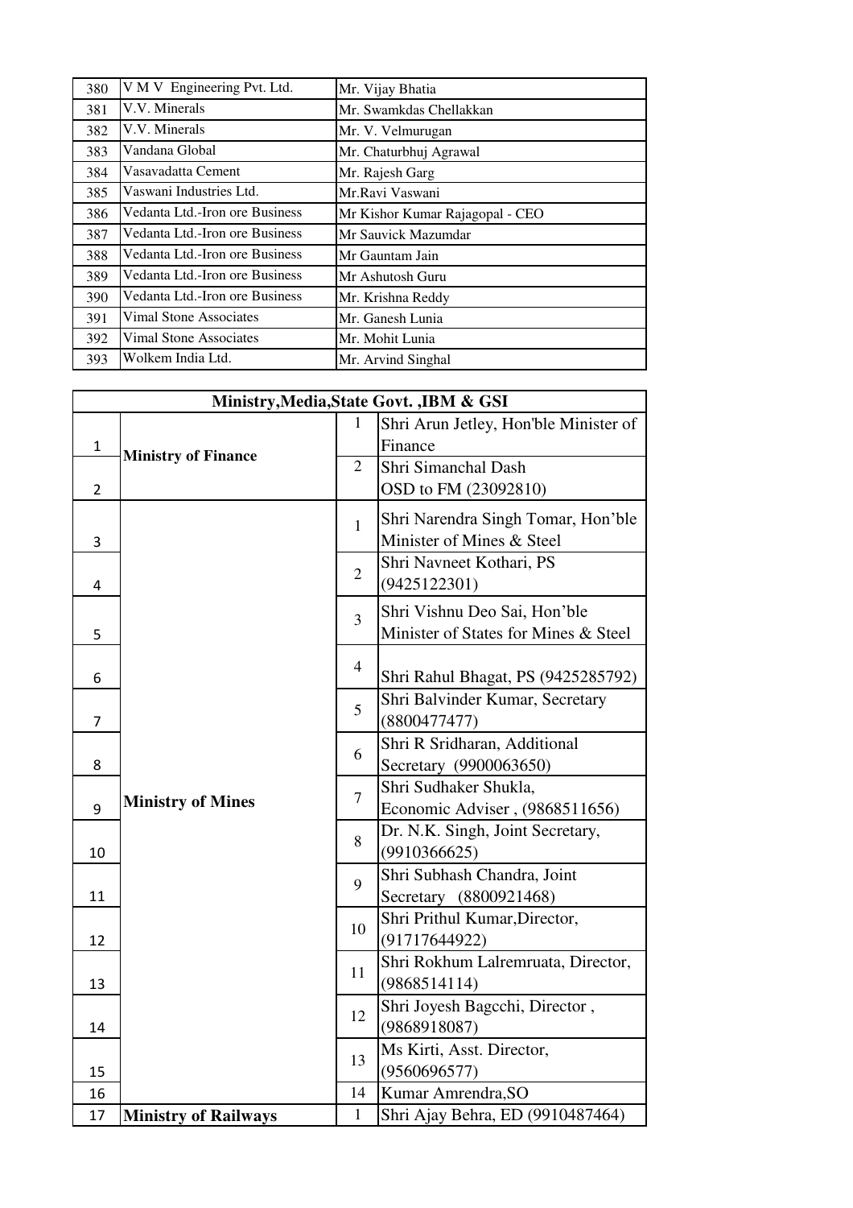| 380 | V M V Engineering Pvt. Ltd. | Mr. Vijay Bhatia |
|---|---|---|
| 381 | V.V. Minerals | Mr. Swamkdas Chellakkan |
| 382 | V.V. Minerals | Mr. V. Velmurugan |
| 383 | Vandana Global | Mr. Chaturbhuj Agrawal |
| 384 | Vasavadatta Cement | Mr. Rajesh Garg |
| 385 | Vaswani Industries Ltd. | Mr.Ravi Vaswani |
| 386 | Vedanta Ltd.-Iron ore Business | Mr Kishor Kumar Rajagopal - CEO |
| 387 | Vedanta Ltd.-Iron ore Business | Mr Sauvick Mazumdar |
| 388 | Vedanta Ltd.-Iron ore Business | Mr Gauntam Jain |
| 389 | Vedanta Ltd.-Iron ore Business | Mr Ashutosh Guru |
| 390 | Vedanta Ltd.-Iron ore Business | Mr. Krishna Reddy |
| 391 | Vimal Stone Associates | Mr. Ganesh Lunia |
| 392 | Vimal Stone Associates | Mr. Mohit Lunia |
| 393 | Wolkem India Ltd. | Mr. Arvind Singhal |

| **Ministry,Media,State Govt. ,IBM & GSI** | | | |
|---|---|---|---|
| 1 | **Ministry of Finance** | 1 | Shri Arun Jetley, Hon'ble Minister of Finance |
| 2 | | 2 | Shri Simanchal Dash OSD to FM (23092810) |
| 3 | **Ministry of Mines** | 1 | Shri Narendra Singh Tomar, Hon'ble Minister of Mines & Steel |
| 4 | | 2 | Shri Navneet Kothari, PS (9425122301) |
| 5 | | 3 | Shri Vishnu Deo Sai, Hon'ble Minister of States for Mines & Steel |
| 6 | | 4 | Shri Rahul Bhagat, PS (9425285792) |
| 7 | | 5 | Shri Balvinder Kumar, Secretary (8800477477) |
| 8 | | 6 | Shri R Sridharan, Additional Secretary (9900063650) |
| 9 | | 7 | Shri Sudhaker Shukla, Economic Adviser , (9868511656) |
| 10 | | 8 | Dr. N.K. Singh, Joint Secretary, (9910366625) |
| 11 | | 9 | Shri Subhash Chandra, Joint Secretary (8800921468) |
| 12 | | 10 | Shri Prithul Kumar,Director, (91717644922) |
| 13 | | 11 | Shri Rokhum Lalremruata, Director, (9868514114) |
| 14 | | 12 | Shri Joyesh Bagcchi, Director , (9868918087) |
| 15 | | 13 | Ms Kirti, Asst. Director, (9560696577) |
| 16 | | 14 | Kumar Amrendra,SO |
| 17 | **Ministry of Railways** | 1 | Shri Ajay Behra, ED (9910487464) |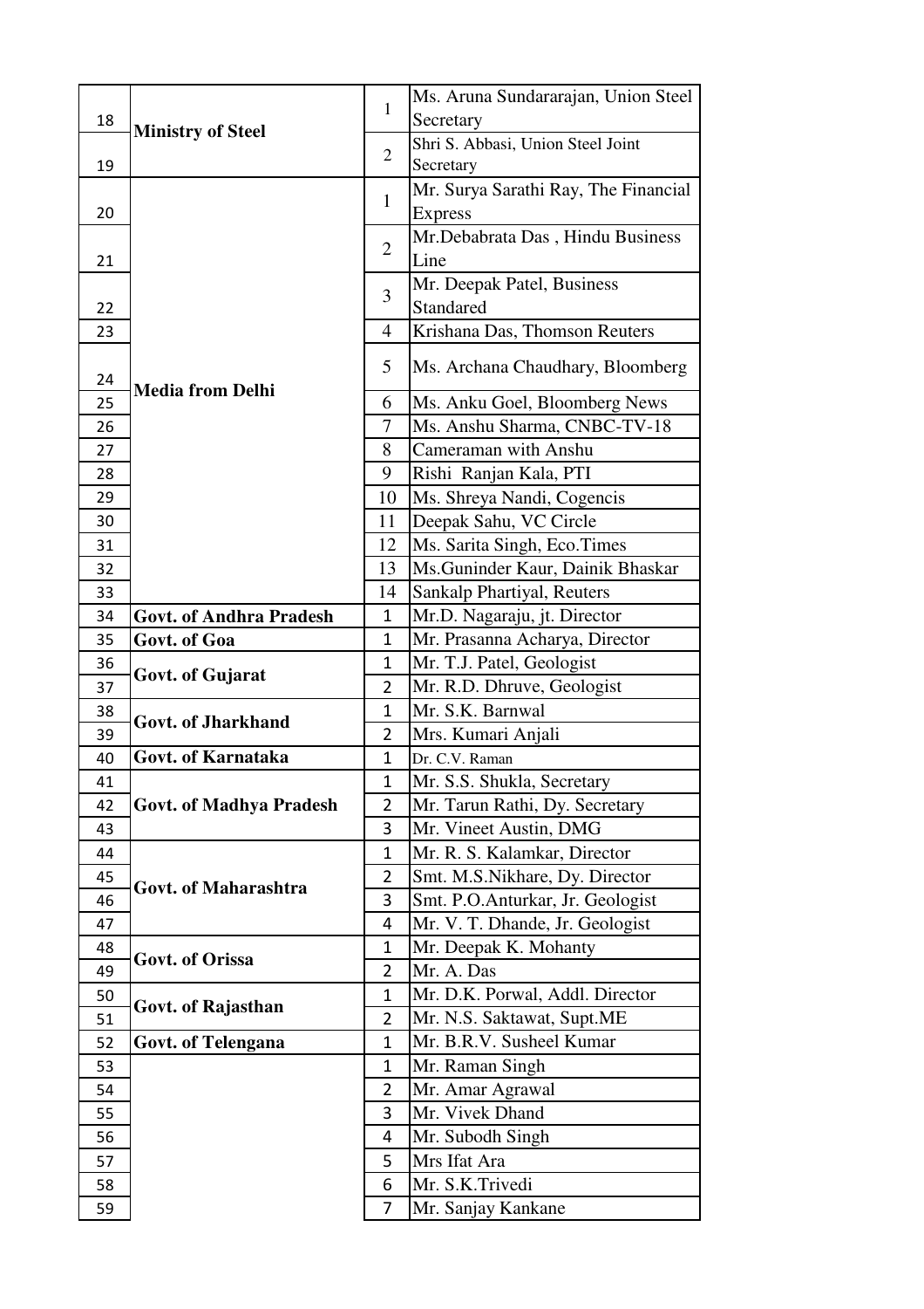| | | | |
|---|---|---|---|
| 18 | **Ministry of Steel** | 1 | Ms. Aruna Sundararajan, Union Steel Secretary |
| 19 | | 2 | Shri S. Abbasi, Union Steel Joint Secretary |
| 20 | **Media from Delhi** | 1 | Mr. Surya Sarathi Ray, The Financial Express |
| 21 | | 2 | Mr.Debabrata Das , Hindu Business Line |
| 22 | | 3 | Mr. Deepak Patel, Business Standared |
| 23 | | 4 | Krishana Das, Thomson Reuters |
| 24 | | 5 | Ms. Archana Chaudhary, Bloomberg |
| 25 | | 6 | Ms. Anku Goel, Bloomberg News |
| 26 | | 7 | Ms. Anshu Sharma, CNBC-TV-18 |
| 27 | | 8 | Cameraman with Anshu |
| 28 | | 9 | Rishi Ranjan Kala, PTI |
| 29 | | 10 | Ms. Shreya Nandi, Cogencis |
| 30 | | 11 | Deepak Sahu, VC Circle |
| 31 | | 12 | Ms. Sarita Singh, Eco.Times |
| 32 | | 13 | Ms.Guninder Kaur, Dainik Bhaskar |
| 33 | | 14 | Sankalp Phartiyal, Reuters |
| 34 | **Govt. of Andhra Pradesh** | 1 | Mr.D. Nagaraju, jt. Director |
| 35 | **Govt. of Goa** | 1 | Mr. Prasanna Acharya, Director |
| 36 | **Govt. of Gujarat** | 1 | Mr. T.J. Patel, Geologist |
| 37 | | 2 | Mr. R.D. Dhruve, Geologist |
| 38 | **Govt. of Jharkhand** | 1 | Mr. S.K. Barnwal |
| 39 | | 2 | Mrs. Kumari Anjali |
| 40 | **Govt. of Karnataka** | 1 | Dr. C.V. Raman |
| 41 | **Govt. of Madhya Pradesh** | 1 | Mr. S.S. Shukla, Secretary |
| 42 | | 2 | Mr. Tarun Rathi, Dy. Secretary |
| 43 | | 3 | Mr. Vineet Austin, DMG |
| 44 | **Govt. of Maharashtra** | 1 | Mr. R. S. Kalamkar, Director |
| 45 | | 2 | Smt. M.S.Nikhare, Dy. Director |
| 46 | | 3 | Smt. P.O.Anturkar, Jr. Geologist |
| 47 | | 4 | Mr. V. T. Dhande, Jr. Geologist |
| 48 | **Govt. of Orissa** | 1 | Mr. Deepak K. Mohanty |
| 49 | | 2 | Mr. A. Das |
| 50 | **Govt. of Rajasthan** | 1 | Mr. D.K. Porwal, Addl. Director |
| 51 | | 2 | Mr. N.S. Saktawat, Supt.ME |
| 52 | **Govt. of Telengana** | 1 | Mr. B.R.V. Susheel Kumar |
| 53 | | 1 | Mr. Raman Singh |
| 54 | | 2 | Mr. Amar Agrawal |
| 55 | | 3 | Mr. Vivek Dhand |
| 56 | | 4 | Mr. Subodh Singh |
| 57 | | 5 | Mrs Ifat Ara |
| 58 | | 6 | Mr. S.K.Trivedi |
| 59 | | 7 | Mr. Sanjay Kankane |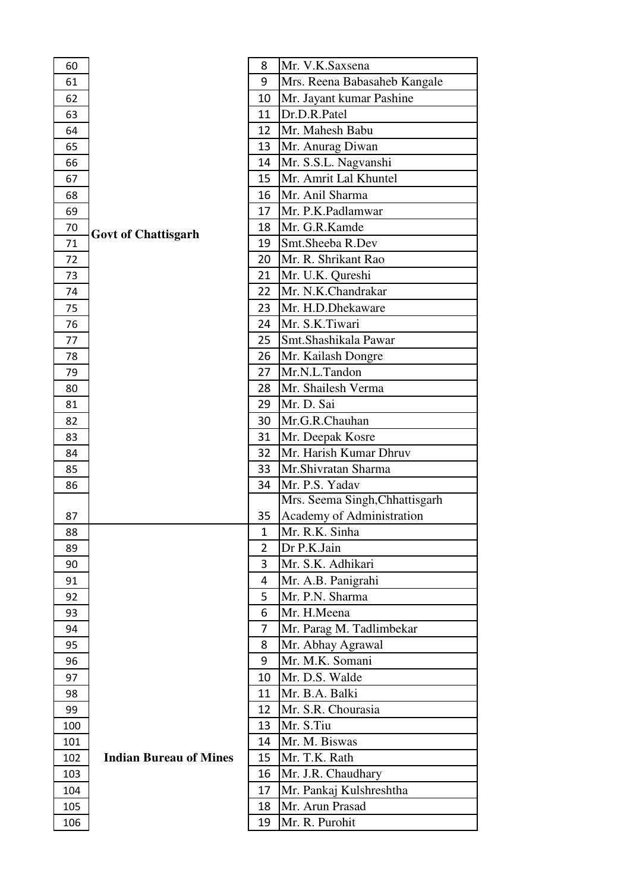| | | | |
|---|---|---|---|
| 60 | Govt of Chattisgarh | 8 | Mr. V.K.Saxsena |
| 61 | | 9 | Mrs. Reena Babasaheb Kangale |
| 62 | | 10 | Mr. Jayant kumar Pashine |
| 63 | | 11 | Dr.D.R.Patel |
| 64 | | 12 | Mr. Mahesh Babu |
| 65 | | 13 | Mr. Anurag Diwan |
| 66 | | 14 | Mr. S.S.L. Nagvanshi |
| 67 | | 15 | Mr. Amrit Lal Khuntel |
| 68 | | 16 | Mr. Anil Sharma |
| 69 | | 17 | Mr. P.K.Padlamwar |
| 70 | | 18 | Mr. G.R.Kamde |
| 71 | | 19 | Smt.Sheeba R.Dev |
| 72 | | 20 | Mr. R. Shrikant Rao |
| 73 | | 21 | Mr. U.K. Qureshi |
| 74 | | 22 | Mr. N.K.Chandrakar |
| 75 | | 23 | Mr. H.D.Dhekaware |
| 76 | | 24 | Mr. S.K.Tiwari |
| 77 | | 25 | Smt.Shashikala Pawar |
| 78 | | 26 | Mr. Kailash Dongre |
| 79 | | 27 | Mr.N.L.Tandon |
| 80 | | 28 | Mr. Shailesh Verma |
| 81 | | 29 | Mr. D. Sai |
| 82 | | 30 | Mr.G.R.Chauhan |
| 83 | | 31 | Mr. Deepak Kosre |
| 84 | | 32 | Mr. Harish Kumar Dhruv |
| 85 | | 33 | Mr.Shivratan Sharma |
| 86 | | 34 | Mr. P.S. Yadav |
| 87 | | 35 | Mrs. Seema Singh,Chhattisgarh Academy of Administration |
| 88 | Indian Bureau of Mines | 1 | Mr. R.K. Sinha |
| 89 | | 2 | Dr P.K.Jain |
| 90 | | 3 | Mr. S.K. Adhikari |
| 91 | | 4 | Mr. A.B. Panigrahi |
| 92 | | 5 | Mr. P.N. Sharma |
| 93 | | 6 | Mr. H.Meena |
| 94 | | 7 | Mr. Parag M. Tadlimbekar |
| 95 | | 8 | Mr. Abhay Agrawal |
| 96 | | 9 | Mr. M.K. Somani |
| 97 | | 10 | Mr. D.S. Walde |
| 98 | | 11 | Mr. B.A. Balki |
| 99 | | 12 | Mr. S.R. Chourasia |
| 100 | | 13 | Mr. S.Tiu |
| 101 | | 14 | Mr. M. Biswas |
| 102 | | 15 | Mr. T.K. Rath |
| 103 | | 16 | Mr. J.R. Chaudhary |
| 104 | | 17 | Mr. Pankaj Kulshreshtha |
| 105 | | 18 | Mr. Arun Prasad |
| 106 | | 19 | Mr. R. Purohit |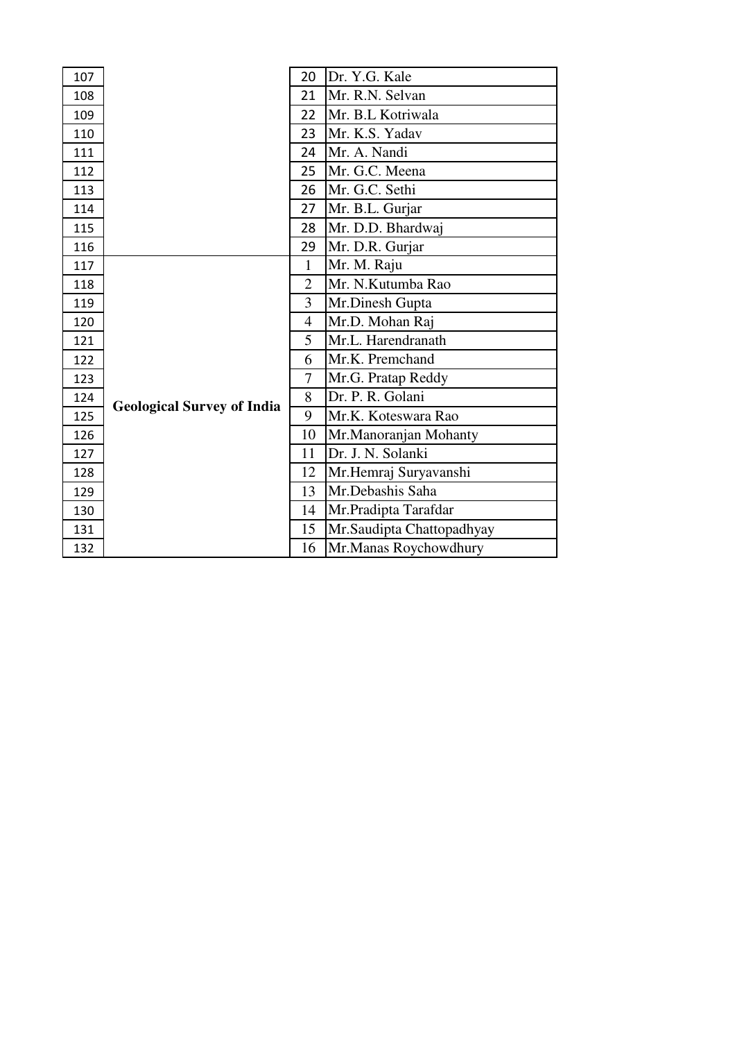| | | | |
|---|---|---|---|
| 107 | | 20 | Dr. Y.G. Kale |
| 108 | | 21 | Mr. R.N. Selvan |
| 109 | | 22 | Mr. B.L Kotriwala |
| 110 | | 23 | Mr. K.S. Yadav |
| 111 | | 24 | Mr. A. Nandi |
| 112 | | 25 | Mr. G.C. Meena |
| 113 | | 26 | Mr. G.C. Sethi |
| 114 | | 27 | Mr. B.L. Gurjar |
| 115 | | 28 | Mr. D.D. Bhardwaj |
| 116 | | 29 | Mr. D.R. Gurjar |
| 117 | **Geological Survey of India** | 1 | Mr. M. Raju |
| 118 | | 2 | Mr. N.Kutumba Rao |
| 119 | | 3 | Mr.Dinesh Gupta |
| 120 | | 4 | Mr.D. Mohan Raj |
| 121 | | 5 | Mr.L. Harendranath |
| 122 | | 6 | Mr.K. Premchand |
| 123 | | 7 | Mr.G. Pratap Reddy |
| 124 | | 8 | Dr. P. R. Golani |
| 125 | | 9 | Mr.K. Koteswara Rao |
| 126 | | 10 | Mr.Manoranjan Mohanty |
| 127 | | 11 | Dr. J. N. Solanki |
| 128 | | 12 | Mr.Hemraj Suryavanshi |
| 129 | | 13 | Mr.Debashis Saha |
| 130 | | 14 | Mr.Pradipta Tarafdar |
| 131 | | 15 | Mr.Saudipta Chattopadhyay |
| 132 | | 16 | Mr.Manas Roychowdhury |